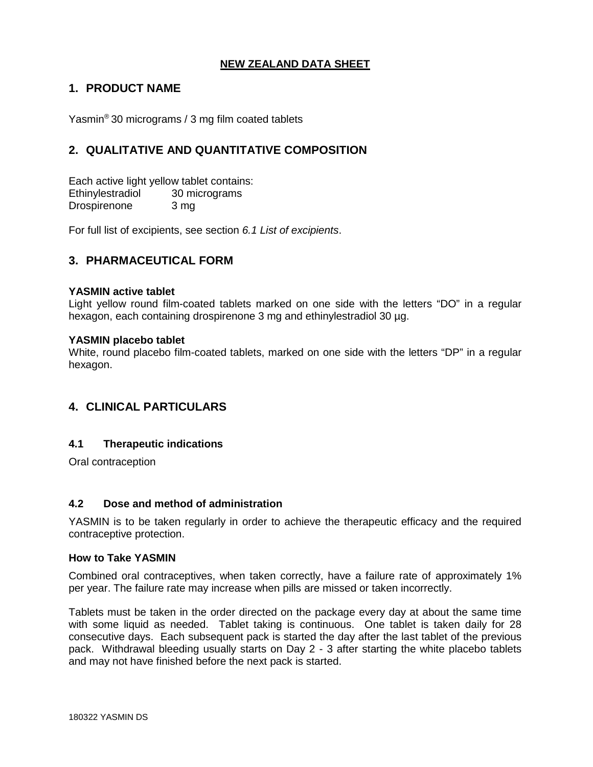**NEW ZEALAND DATA SHEET**

## 1. PRODUCT NAME

Yasmin® 30 micrograms / 3 mg film coated tablets

## 2. QUALITATIVE AND QUANTITATIVE COMPOSITION

Each active light yellow tablet contains:

| | |
|---|---|
| Ethinylestradiol | 30 micrograms |
| Drospirenone | 3 mg |

For full list of excipients, see section *6.1 List of excipients*.

## 3. PHARMACEUTICAL FORM

**YASMIN active tablet**

Light yellow round film-coated tablets marked on one side with the letters "DO" in a regular hexagon, each containing drospirenone 3 mg and ethinylestradiol 30 µg.

**YASMIN placebo tablet**

White, round placebo film-coated tablets, marked on one side with the letters "DP" in a regular hexagon.

## 4. CLINICAL PARTICULARS

### 4.1 Therapeutic indications

Oral contraception

### 4.2 Dose and method of administration

YASMIN is to be taken regularly in order to achieve the therapeutic efficacy and the required contraceptive protection.

**How to Take YASMIN**

Combined oral contraceptives, when taken correctly, have a failure rate of approximately 1% per year. The failure rate may increase when pills are missed or taken incorrectly.

Tablets must be taken in the order directed on the package every day at about the same time with some liquid as needed. Tablet taking is continuous. One tablet is taken daily for 28 consecutive days. Each subsequent pack is started the day after the last tablet of the previous pack. Withdrawal bleeding usually starts on Day 2 - 3 after starting the white placebo tablets and may not have finished before the next pack is started.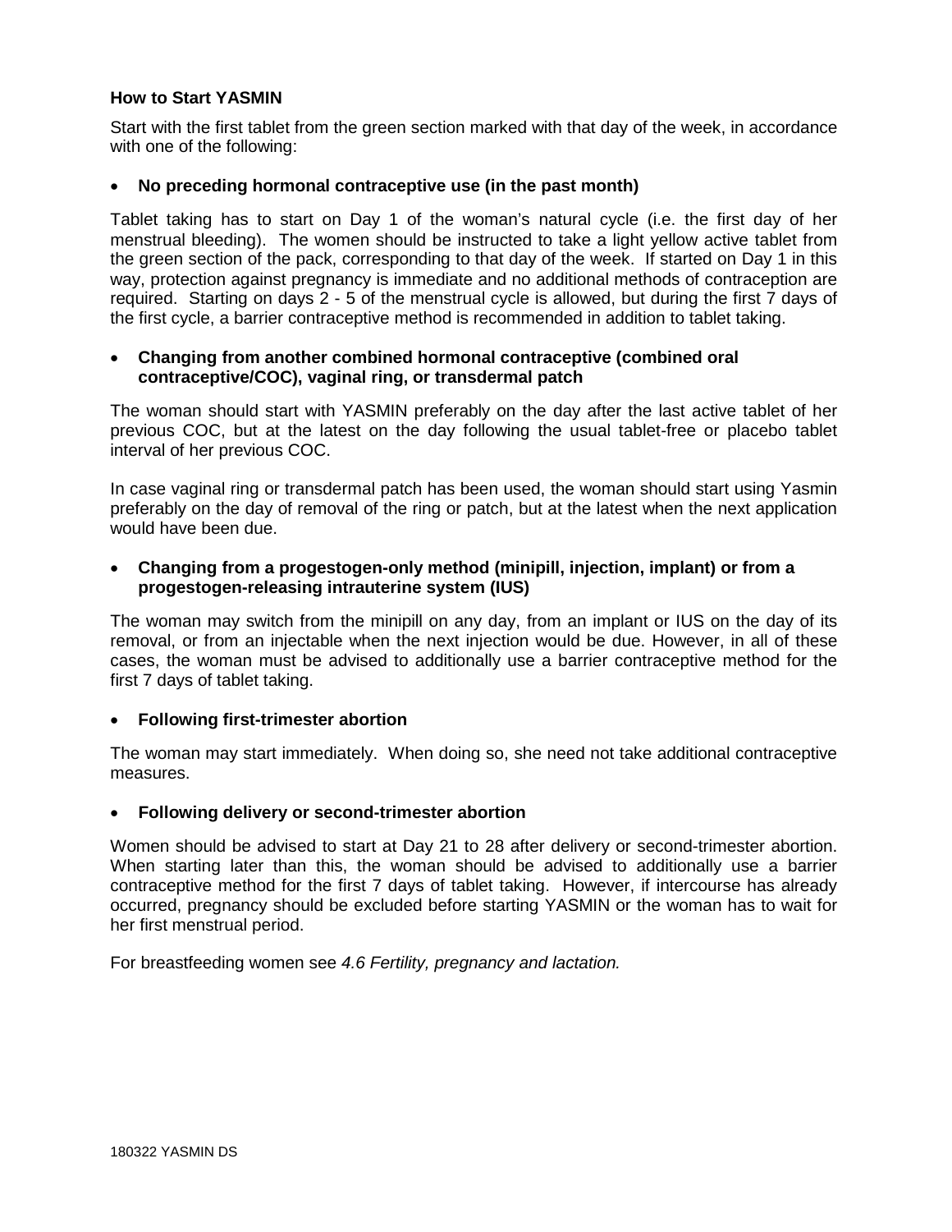**How to Start YASMIN**

Start with the first tablet from the green section marked with that day of the week, in accordance with one of the following:

- **No preceding hormonal contraceptive use (in the past month)**

Tablet taking has to start on Day 1 of the woman's natural cycle (i.e. the first day of her menstrual bleeding). The women should be instructed to take a light yellow active tablet from the green section of the pack, corresponding to that day of the week. If started on Day 1 in this way, protection against pregnancy is immediate and no additional methods of contraception are required. Starting on days 2 - 5 of the menstrual cycle is allowed, but during the first 7 days of the first cycle, a barrier contraceptive method is recommended in addition to tablet taking.

- **Changing from another combined hormonal contraceptive (combined oral contraceptive/COC), vaginal ring, or transdermal patch**

The woman should start with YASMIN preferably on the day after the last active tablet of her previous COC, but at the latest on the day following the usual tablet-free or placebo tablet interval of her previous COC.

In case vaginal ring or transdermal patch has been used, the woman should start using Yasmin preferably on the day of removal of the ring or patch, but at the latest when the next application would have been due.

- **Changing from a progestogen-only method (minipill, injection, implant) or from a progestogen-releasing intrauterine system (IUS)**

The woman may switch from the minipill on any day, from an implant or IUS on the day of its removal, or from an injectable when the next injection would be due. However, in all of these cases, the woman must be advised to additionally use a barrier contraceptive method for the first 7 days of tablet taking.

- **Following first-trimester abortion**

The woman may start immediately. When doing so, she need not take additional contraceptive measures.

- **Following delivery or second-trimester abortion**

Women should be advised to start at Day 21 to 28 after delivery or second-trimester abortion. When starting later than this, the woman should be advised to additionally use a barrier contraceptive method for the first 7 days of tablet taking. However, if intercourse has already occurred, pregnancy should be excluded before starting YASMIN or the woman has to wait for her first menstrual period.

For breastfeeding women see *4.6 Fertility, pregnancy and lactation.*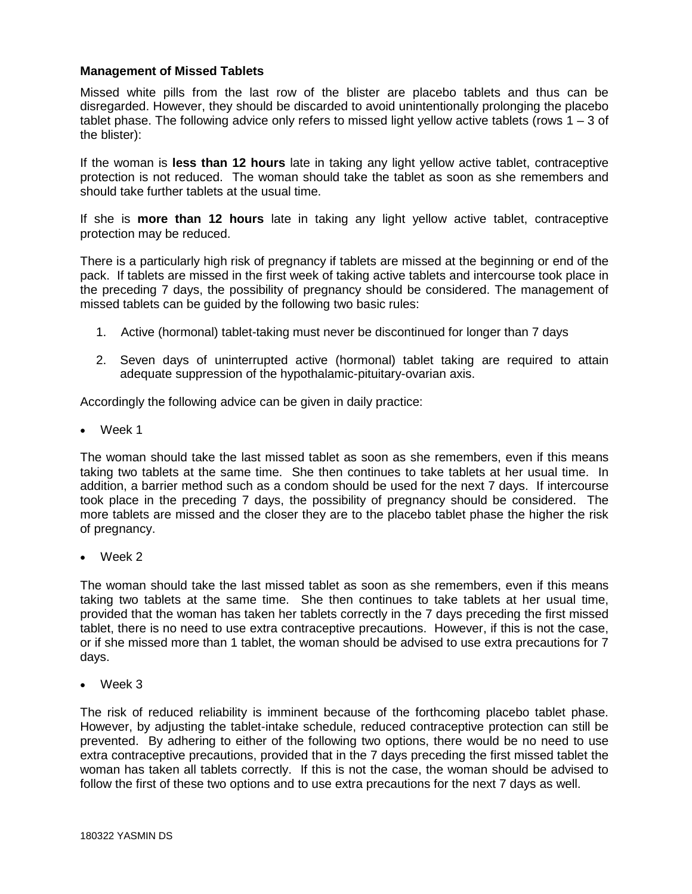**Management of Missed Tablets**

Missed white pills from the last row of the blister are placebo tablets and thus can be disregarded. However, they should be discarded to avoid unintentionally prolonging the placebo tablet phase. The following advice only refers to missed light yellow active tablets (rows 1 – 3 of the blister):

If the woman is **less than 12 hours** late in taking any light yellow active tablet, contraceptive protection is not reduced. The woman should take the tablet as soon as she remembers and should take further tablets at the usual time.

If she is **more than 12 hours** late in taking any light yellow active tablet, contraceptive protection may be reduced.

There is a particularly high risk of pregnancy if tablets are missed at the beginning or end of the pack. If tablets are missed in the first week of taking active tablets and intercourse took place in the preceding 7 days, the possibility of pregnancy should be considered. The management of missed tablets can be guided by the following two basic rules:

1. Active (hormonal) tablet-taking must never be discontinued for longer than 7 days
2. Seven days of uninterrupted active (hormonal) tablet taking are required to attain adequate suppression of the hypothalamic-pituitary-ovarian axis.

Accordingly the following advice can be given in daily practice:

- Week 1

The woman should take the last missed tablet as soon as she remembers, even if this means taking two tablets at the same time. She then continues to take tablets at her usual time. In addition, a barrier method such as a condom should be used for the next 7 days. If intercourse took place in the preceding 7 days, the possibility of pregnancy should be considered. The more tablets are missed and the closer they are to the placebo tablet phase the higher the risk of pregnancy.

- Week 2

The woman should take the last missed tablet as soon as she remembers, even if this means taking two tablets at the same time. She then continues to take tablets at her usual time, provided that the woman has taken her tablets correctly in the 7 days preceding the first missed tablet, there is no need to use extra contraceptive precautions. However, if this is not the case, or if she missed more than 1 tablet, the woman should be advised to use extra precautions for 7 days.

- Week 3

The risk of reduced reliability is imminent because of the forthcoming placebo tablet phase. However, by adjusting the tablet-intake schedule, reduced contraceptive protection can still be prevented. By adhering to either of the following two options, there would be no need to use extra contraceptive precautions, provided that in the 7 days preceding the first missed tablet the woman has taken all tablets correctly. If this is not the case, the woman should be advised to follow the first of these two options and to use extra precautions for the next 7 days as well.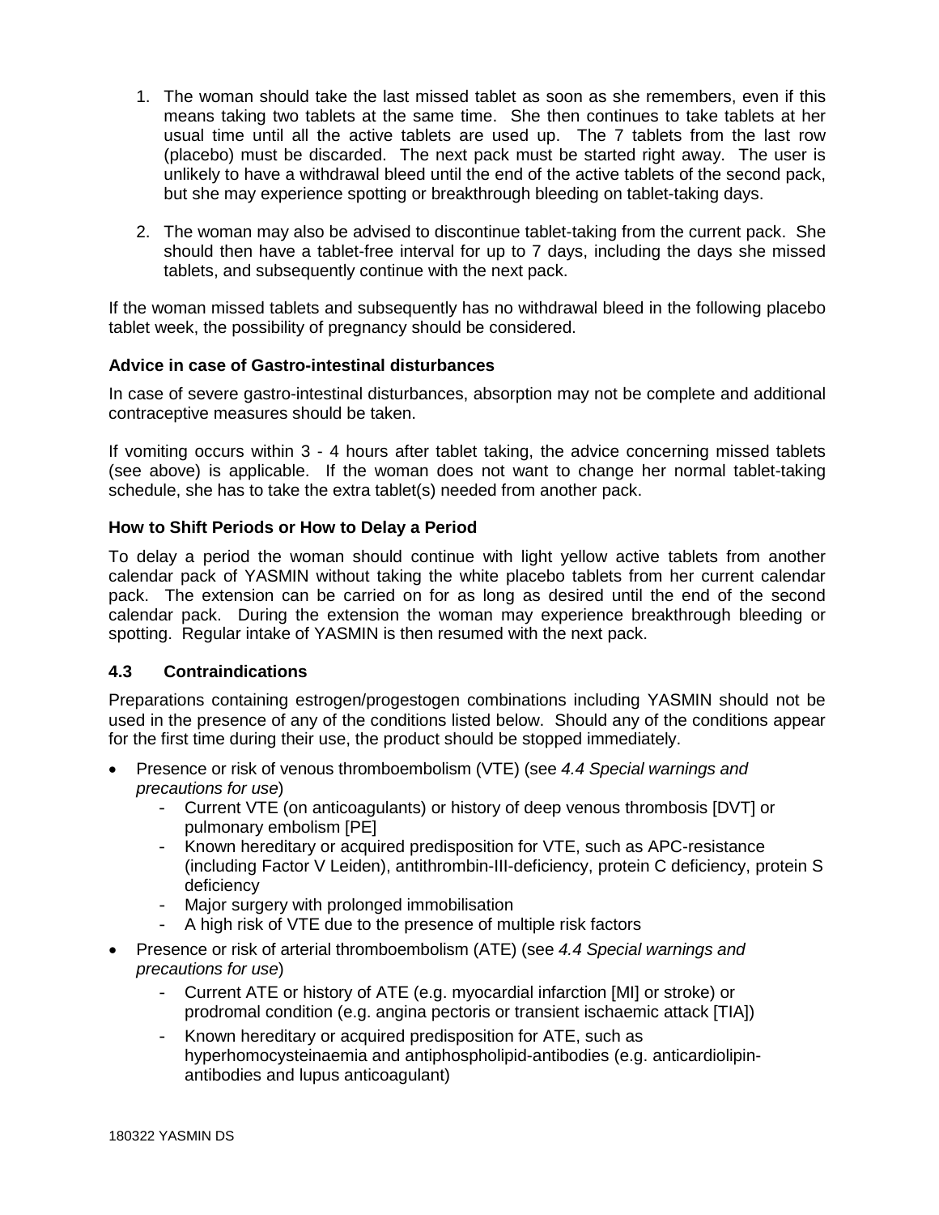1. The woman should take the last missed tablet as soon as she remembers, even if this means taking two tablets at the same time. She then continues to take tablets at her usual time until all the active tablets are used up. The 7 tablets from the last row (placebo) must be discarded. The next pack must be started right away. The user is unlikely to have a withdrawal bleed until the end of the active tablets of the second pack, but she may experience spotting or breakthrough bleeding on tablet-taking days.

2. The woman may also be advised to discontinue tablet-taking from the current pack. She should then have a tablet-free interval for up to 7 days, including the days she missed tablets, and subsequently continue with the next pack.

If the woman missed tablets and subsequently has no withdrawal bleed in the following placebo tablet week, the possibility of pregnancy should be considered.

**Advice in case of Gastro-intestinal disturbances**

In case of severe gastro-intestinal disturbances, absorption may not be complete and additional contraceptive measures should be taken.

If vomiting occurs within 3 - 4 hours after tablet taking, the advice concerning missed tablets (see above) is applicable. If the woman does not want to change her normal tablet-taking schedule, she has to take the extra tablet(s) needed from another pack.

**How to Shift Periods or How to Delay a Period**

To delay a period the woman should continue with light yellow active tablets from another calendar pack of YASMIN without taking the white placebo tablets from her current calendar pack. The extension can be carried on for as long as desired until the end of the second calendar pack. During the extension the woman may experience breakthrough bleeding or spotting. Regular intake of YASMIN is then resumed with the next pack.

### 4.3 Contraindications

Preparations containing estrogen/progestogen combinations including YASMIN should not be used in the presence of any of the conditions listed below. Should any of the conditions appear for the first time during their use, the product should be stopped immediately.

- Presence or risk of venous thromboembolism (VTE) (see *4.4 Special warnings and precautions for use*)
  - Current VTE (on anticoagulants) or history of deep venous thrombosis [DVT] or pulmonary embolism [PE]
  - Known hereditary or acquired predisposition for VTE, such as APC-resistance (including Factor V Leiden), antithrombin-III-deficiency, protein C deficiency, protein S deficiency
  - Major surgery with prolonged immobilisation
  - A high risk of VTE due to the presence of multiple risk factors
- Presence or risk of arterial thromboembolism (ATE) (see *4.4 Special warnings and precautions for use*)
  - Current ATE or history of ATE (e.g. myocardial infarction [MI] or stroke) or prodromal condition (e.g. angina pectoris or transient ischaemic attack [TIA])
  - Known hereditary or acquired predisposition for ATE, such as hyperhomocysteinaemia and antiphospholipid-antibodies (e.g. anticardiolipin-antibodies and lupus anticoagulant)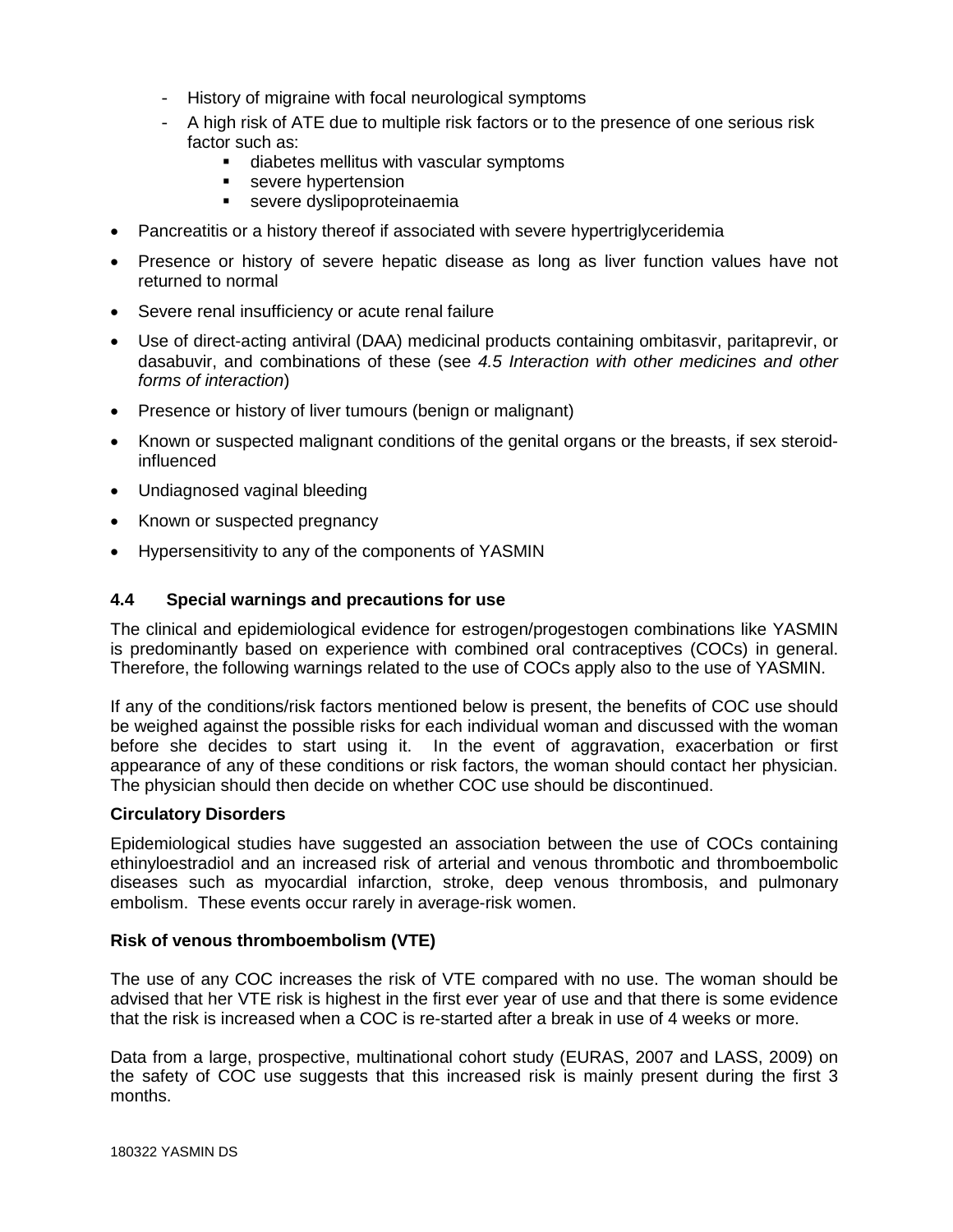- History of migraine with focal neurological symptoms
  - A high risk of ATE due to multiple risk factors or to the presence of one serious risk factor such as:
    - diabetes mellitus with vascular symptoms
    - severe hypertension
    - severe dyslipoproteinaemia

- Pancreatitis or a history thereof if associated with severe hypertriglyceridemia
- Presence or history of severe hepatic disease as long as liver function values have not returned to normal
- Severe renal insufficiency or acute renal failure
- Use of direct-acting antiviral (DAA) medicinal products containing ombitasvir, paritaprevir, or dasabuvir, and combinations of these (see *4.5 Interaction with other medicines and other forms of interaction*)
- Presence or history of liver tumours (benign or malignant)
- Known or suspected malignant conditions of the genital organs or the breasts, if sex steroid-influenced
- Undiagnosed vaginal bleeding
- Known or suspected pregnancy
- Hypersensitivity to any of the components of YASMIN

## 4.4 Special warnings and precautions for use

The clinical and epidemiological evidence for estrogen/progestogen combinations like YASMIN is predominantly based on experience with combined oral contraceptives (COCs) in general. Therefore, the following warnings related to the use of COCs apply also to the use of YASMIN.

If any of the conditions/risk factors mentioned below is present, the benefits of COC use should be weighed against the possible risks for each individual woman and discussed with the woman before she decides to start using it. In the event of aggravation, exacerbation or first appearance of any of these conditions or risk factors, the woman should contact her physician. The physician should then decide on whether COC use should be discontinued.

**Circulatory Disorders**

Epidemiological studies have suggested an association between the use of COCs containing ethinyloestradiol and an increased risk of arterial and venous thrombotic and thromboembolic diseases such as myocardial infarction, stroke, deep venous thrombosis, and pulmonary embolism. These events occur rarely in average-risk women.

**Risk of venous thromboembolism (VTE)**

The use of any COC increases the risk of VTE compared with no use. The woman should be advised that her VTE risk is highest in the first ever year of use and that there is some evidence that the risk is increased when a COC is re-started after a break in use of 4 weeks or more.

Data from a large, prospective, multinational cohort study (EURAS, 2007 and LASS, 2009) on the safety of COC use suggests that this increased risk is mainly present during the first 3 months.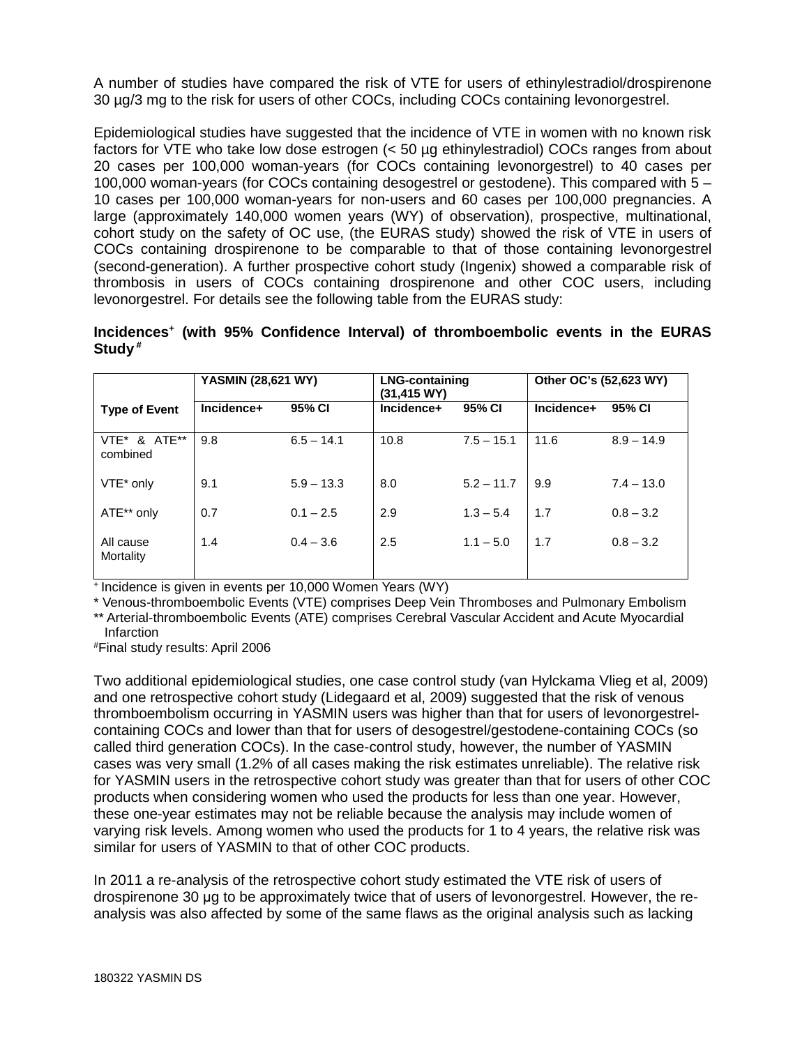A number of studies have compared the risk of VTE for users of ethinylestradiol/drospirenone 30 µg/3 mg to the risk for users of other COCs, including COCs containing levonorgestrel.

Epidemiological studies have suggested that the incidence of VTE in women with no known risk factors for VTE who take low dose estrogen (< 50 µg ethinylestradiol) COCs ranges from about 20 cases per 100,000 woman-years (for COCs containing levonorgestrel) to 40 cases per 100,000 woman-years (for COCs containing desogestrel or gestodene). This compared with 5 – 10 cases per 100,000 woman-years for non-users and 60 cases per 100,000 pregnancies. A large (approximately 140,000 women years (WY) of observation), prospective, multinational, cohort study on the safety of OC use, (the EURAS study) showed the risk of VTE in users of COCs containing drospirenone to be comparable to that of those containing levonorgestrel (second-generation). A further prospective cohort study (Ingenix) showed a comparable risk of thrombosis in users of COCs containing drospirenone and other COC users, including levonorgestrel. For details see the following table from the EURAS study:

**Incidences+ (with 95% Confidence Interval) of thromboembolic events in the EURAS Study #**

| | YASMIN (28,621 WY) | | LNG-containing (31,415 WY) | | Other OC's (52,623 WY) | |
|---|---|---|---|---|---|---|
| **Type of Event** | **Incidence+** | **95% CI** | **Incidence+** | **95% CI** | **Incidence+** | **95% CI** |
| VTE* & ATE** combined | 9.8 | 6.5 – 14.1 | 10.8 | 7.5 – 15.1 | 11.6 | 8.9 – 14.9 |
| VTE* only | 9.1 | 5.9 – 13.3 | 8.0 | 5.2 – 11.7 | 9.9 | 7.4 – 13.0 |
| ATE** only | 0.7 | 0.1 – 2.5 | 2.9 | 1.3 – 5.4 | 1.7 | 0.8 – 3.2 |
| All cause Mortality | 1.4 | 0.4 – 3.6 | 2.5 | 1.1 – 5.0 | 1.7 | 0.8 – 3.2 |

+ Incidence is given in events per 10,000 Women Years (WY)

* Venous-thromboembolic Events (VTE) comprises Deep Vein Thromboses and Pulmonary Embolism

** Arterial-thromboembolic Events (ATE) comprises Cerebral Vascular Accident and Acute Myocardial Infarction

#Final study results: April 2006

Two additional epidemiological studies, one case control study (van Hylckama Vlieg et al, 2009) and one retrospective cohort study (Lidegaard et al, 2009) suggested that the risk of venous thromboembolism occurring in YASMIN users was higher than that for users of levonorgestrel-containing COCs and lower than that for users of desogestrel/gestodene-containing COCs (so called third generation COCs). In the case-control study, however, the number of YASMIN cases was very small (1.2% of all cases making the risk estimates unreliable). The relative risk for YASMIN users in the retrospective cohort study was greater than that for users of other COC products when considering women who used the products for less than one year. However, these one-year estimates may not be reliable because the analysis may include women of varying risk levels. Among women who used the products for 1 to 4 years, the relative risk was similar for users of YASMIN to that of other COC products.

In 2011 a re-analysis of the retrospective cohort study estimated the VTE risk of users of drospirenone 30 µg to be approximately twice that of users of levonorgestrel. However, the re-analysis was also affected by some of the same flaws as the original analysis such as lacking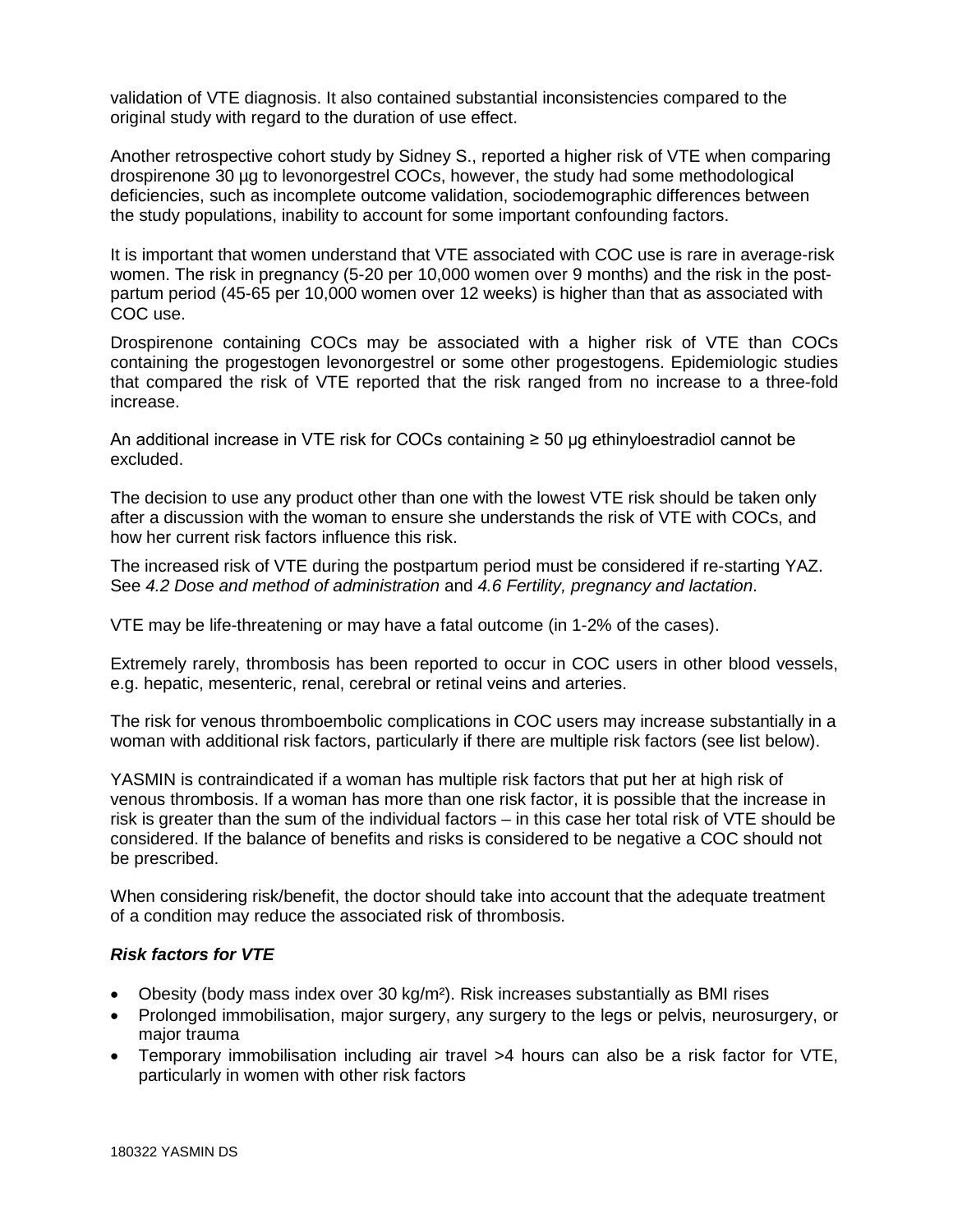validation of VTE diagnosis. It also contained substantial inconsistencies compared to the original study with regard to the duration of use effect.

Another retrospective cohort study by Sidney S., reported a higher risk of VTE when comparing drospirenone 30 µg to levonorgestrel COCs, however, the study had some methodological deficiencies, such as incomplete outcome validation, sociodemographic differences between the study populations, inability to account for some important confounding factors.

It is important that women understand that VTE associated with COC use is rare in average-risk women. The risk in pregnancy (5-20 per 10,000 women over 9 months) and the risk in the post-partum period (45-65 per 10,000 women over 12 weeks) is higher than that as associated with COC use.

Drospirenone containing COCs may be associated with a higher risk of VTE than COCs containing the progestogen levonorgestrel or some other progestogens. Epidemiologic studies that compared the risk of VTE reported that the risk ranged from no increase to a three-fold increase.

An additional increase in VTE risk for COCs containing ≥ 50 µg ethinyloestradiol cannot be excluded.

The decision to use any product other than one with the lowest VTE risk should be taken only after a discussion with the woman to ensure she understands the risk of VTE with COCs, and how her current risk factors influence this risk.

The increased risk of VTE during the postpartum period must be considered if re-starting YAZ. See *4.2 Dose and method of administration* and *4.6 Fertility, pregnancy and lactation*.

VTE may be life-threatening or may have a fatal outcome (in 1-2% of the cases).

Extremely rarely, thrombosis has been reported to occur in COC users in other blood vessels, e.g. hepatic, mesenteric, renal, cerebral or retinal veins and arteries.

The risk for venous thromboembolic complications in COC users may increase substantially in a woman with additional risk factors, particularly if there are multiple risk factors (see list below).

YASMIN is contraindicated if a woman has multiple risk factors that put her at high risk of venous thrombosis. If a woman has more than one risk factor, it is possible that the increase in risk is greater than the sum of the individual factors – in this case her total risk of VTE should be considered. If the balance of benefits and risks is considered to be negative a COC should not be prescribed.

When considering risk/benefit, the doctor should take into account that the adequate treatment of a condition may reduce the associated risk of thrombosis.

***Risk factors for VTE***

- Obesity (body mass index over 30 kg/m²). Risk increases substantially as BMI rises
- Prolonged immobilisation, major surgery, any surgery to the legs or pelvis, neurosurgery, or major trauma
- Temporary immobilisation including air travel >4 hours can also be a risk factor for VTE, particularly in women with other risk factors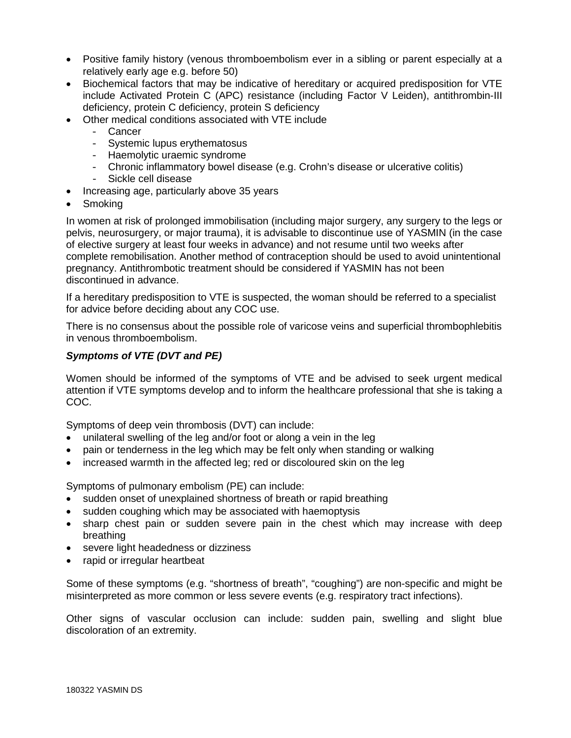- Positive family history (venous thromboembolism ever in a sibling or parent especially at a relatively early age e.g. before 50)
- Biochemical factors that may be indicative of hereditary or acquired predisposition for VTE include Activated Protein C (APC) resistance (including Factor V Leiden), antithrombin-III deficiency, protein C deficiency, protein S deficiency
- Other medical conditions associated with VTE include
  - Cancer
  - Systemic lupus erythematosus
  - Haemolytic uraemic syndrome
  - Chronic inflammatory bowel disease (e.g. Crohn's disease or ulcerative colitis)
  - Sickle cell disease
- Increasing age, particularly above 35 years
- Smoking

In women at risk of prolonged immobilisation (including major surgery, any surgery to the legs or pelvis, neurosurgery, or major trauma), it is advisable to discontinue use of YASMIN (in the case of elective surgery at least four weeks in advance) and not resume until two weeks after complete remobilisation. Another method of contraception should be used to avoid unintentional pregnancy. Antithrombotic treatment should be considered if YASMIN has not been discontinued in advance.

If a hereditary predisposition to VTE is suspected, the woman should be referred to a specialist for advice before deciding about any COC use.

There is no consensus about the possible role of varicose veins and superficial thrombophlebitis in venous thromboembolism.

***Symptoms of VTE (DVT and PE)***

Women should be informed of the symptoms of VTE and be advised to seek urgent medical attention if VTE symptoms develop and to inform the healthcare professional that she is taking a COC.

Symptoms of deep vein thrombosis (DVT) can include:

- unilateral swelling of the leg and/or foot or along a vein in the leg
- pain or tenderness in the leg which may be felt only when standing or walking
- increased warmth in the affected leg; red or discoloured skin on the leg

Symptoms of pulmonary embolism (PE) can include:

- sudden onset of unexplained shortness of breath or rapid breathing
- sudden coughing which may be associated with haemoptysis
- sharp chest pain or sudden severe pain in the chest which may increase with deep breathing
- severe light headedness or dizziness
- rapid or irregular heartbeat

Some of these symptoms (e.g. "shortness of breath", "coughing") are non-specific and might be misinterpreted as more common or less severe events (e.g. respiratory tract infections).

Other signs of vascular occlusion can include: sudden pain, swelling and slight blue discoloration of an extremity.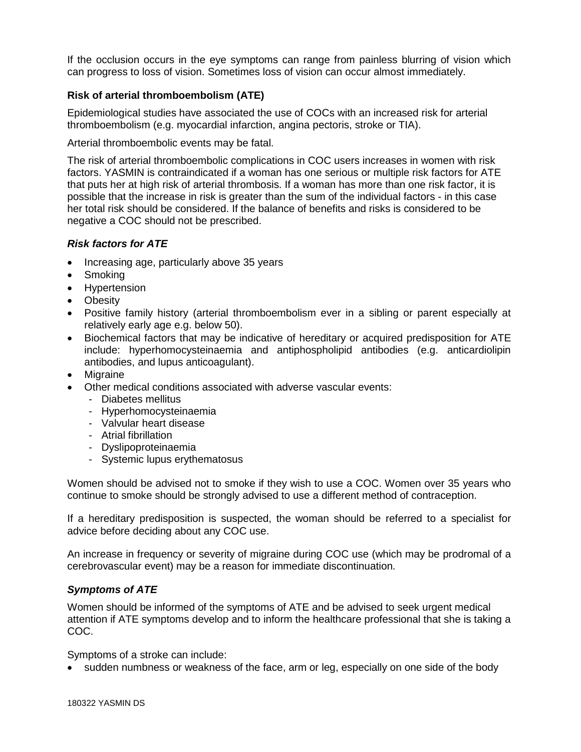If the occlusion occurs in the eye symptoms can range from painless blurring of vision which can progress to loss of vision. Sometimes loss of vision can occur almost immediately.

**Risk of arterial thromboembolism (ATE)**

Epidemiological studies have associated the use of COCs with an increased risk for arterial thromboembolism (e.g. myocardial infarction, angina pectoris, stroke or TIA).

Arterial thromboembolic events may be fatal.

The risk of arterial thromboembolic complications in COC users increases in women with risk factors. YASMIN is contraindicated if a woman has one serious or multiple risk factors for ATE that puts her at high risk of arterial thrombosis. If a woman has more than one risk factor, it is possible that the increase in risk is greater than the sum of the individual factors - in this case her total risk should be considered. If the balance of benefits and risks is considered to be negative a COC should not be prescribed.

***Risk factors for ATE***

- Increasing age, particularly above 35 years
- Smoking
- Hypertension
- Obesity
- Positive family history (arterial thromboembolism ever in a sibling or parent especially at relatively early age e.g. below 50).
- Biochemical factors that may be indicative of hereditary or acquired predisposition for ATE include: hyperhomocysteinaemia and antiphospholipid antibodies (e.g. anticardiolipin antibodies, and lupus anticoagulant).
- Migraine
- Other medical conditions associated with adverse vascular events:
  - Diabetes mellitus
  - Hyperhomocysteinaemia
  - Valvular heart disease
  - Atrial fibrillation
  - Dyslipoproteinaemia
  - Systemic lupus erythematosus

Women should be advised not to smoke if they wish to use a COC. Women over 35 years who continue to smoke should be strongly advised to use a different method of contraception.

If a hereditary predisposition is suspected, the woman should be referred to a specialist for advice before deciding about any COC use.

An increase in frequency or severity of migraine during COC use (which may be prodromal of a cerebrovascular event) may be a reason for immediate discontinuation.

***Symptoms of ATE***

Women should be informed of the symptoms of ATE and be advised to seek urgent medical attention if ATE symptoms develop and to inform the healthcare professional that she is taking a COC.

Symptoms of a stroke can include:

- sudden numbness or weakness of the face, arm or leg, especially on one side of the body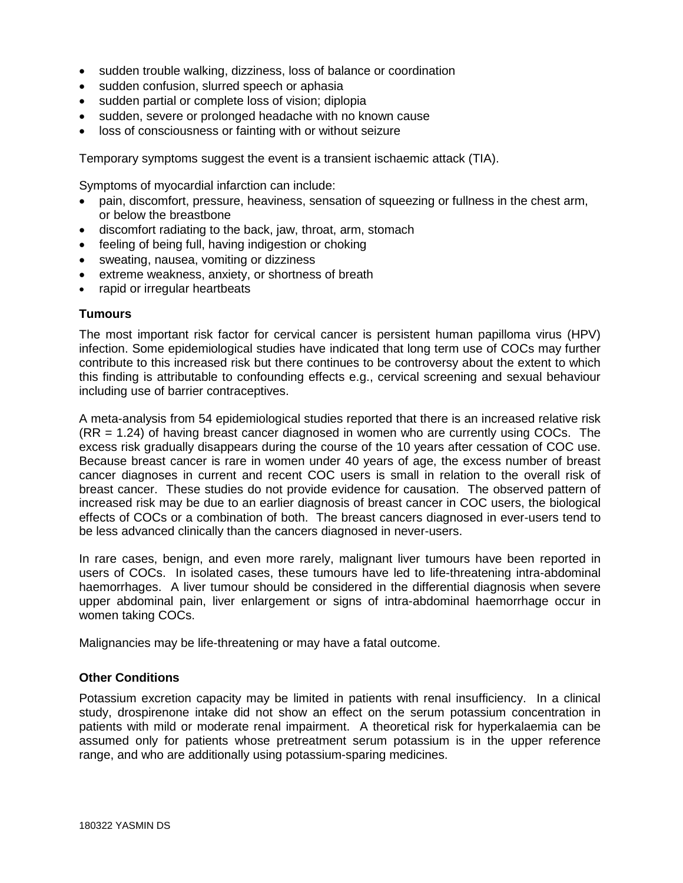- sudden trouble walking, dizziness, loss of balance or coordination
- sudden confusion, slurred speech or aphasia
- sudden partial or complete loss of vision; diplopia
- sudden, severe or prolonged headache with no known cause
- loss of consciousness or fainting with or without seizure

Temporary symptoms suggest the event is a transient ischaemic attack (TIA).

Symptoms of myocardial infarction can include:

- pain, discomfort, pressure, heaviness, sensation of squeezing or fullness in the chest arm, or below the breastbone
- discomfort radiating to the back, jaw, throat, arm, stomach
- feeling of being full, having indigestion or choking
- sweating, nausea, vomiting or dizziness
- extreme weakness, anxiety, or shortness of breath
- rapid or irregular heartbeats

**Tumours**

The most important risk factor for cervical cancer is persistent human papilloma virus (HPV) infection. Some epidemiological studies have indicated that long term use of COCs may further contribute to this increased risk but there continues to be controversy about the extent to which this finding is attributable to confounding effects e.g., cervical screening and sexual behaviour including use of barrier contraceptives.

A meta-analysis from 54 epidemiological studies reported that there is an increased relative risk (RR = 1.24) of having breast cancer diagnosed in women who are currently using COCs. The excess risk gradually disappears during the course of the 10 years after cessation of COC use. Because breast cancer is rare in women under 40 years of age, the excess number of breast cancer diagnoses in current and recent COC users is small in relation to the overall risk of breast cancer. These studies do not provide evidence for causation. The observed pattern of increased risk may be due to an earlier diagnosis of breast cancer in COC users, the biological effects of COCs or a combination of both. The breast cancers diagnosed in ever-users tend to be less advanced clinically than the cancers diagnosed in never-users.

In rare cases, benign, and even more rarely, malignant liver tumours have been reported in users of COCs. In isolated cases, these tumours have led to life-threatening intra-abdominal haemorrhages. A liver tumour should be considered in the differential diagnosis when severe upper abdominal pain, liver enlargement or signs of intra-abdominal haemorrhage occur in women taking COCs.

Malignancies may be life-threatening or may have a fatal outcome.

**Other Conditions**

Potassium excretion capacity may be limited in patients with renal insufficiency. In a clinical study, drospirenone intake did not show an effect on the serum potassium concentration in patients with mild or moderate renal impairment. A theoretical risk for hyperkalaemia can be assumed only for patients whose pretreatment serum potassium is in the upper reference range, and who are additionally using potassium-sparing medicines.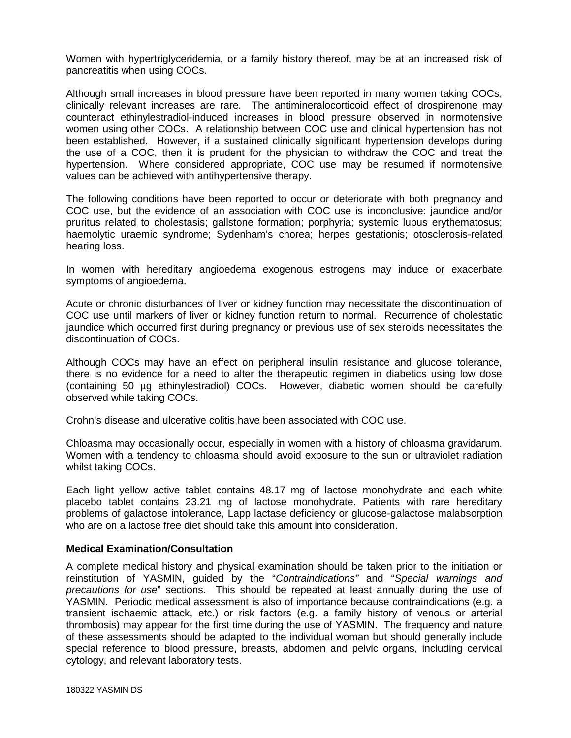Women with hypertriglyceridemia, or a family history thereof, may be at an increased risk of pancreatitis when using COCs.

Although small increases in blood pressure have been reported in many women taking COCs, clinically relevant increases are rare. The antimineralocorticoid effect of drospirenone may counteract ethinylestradiol-induced increases in blood pressure observed in normotensive women using other COCs. A relationship between COC use and clinical hypertension has not been established. However, if a sustained clinically significant hypertension develops during the use of a COC, then it is prudent for the physician to withdraw the COC and treat the hypertension. Where considered appropriate, COC use may be resumed if normotensive values can be achieved with antihypertensive therapy.

The following conditions have been reported to occur or deteriorate with both pregnancy and COC use, but the evidence of an association with COC use is inconclusive: jaundice and/or pruritus related to cholestasis; gallstone formation; porphyria; systemic lupus erythematosus; haemolytic uraemic syndrome; Sydenham's chorea; herpes gestationis; otosclerosis-related hearing loss.

In women with hereditary angioedema exogenous estrogens may induce or exacerbate symptoms of angioedema.

Acute or chronic disturbances of liver or kidney function may necessitate the discontinuation of COC use until markers of liver or kidney function return to normal. Recurrence of cholestatic jaundice which occurred first during pregnancy or previous use of sex steroids necessitates the discontinuation of COCs.

Although COCs may have an effect on peripheral insulin resistance and glucose tolerance, there is no evidence for a need to alter the therapeutic regimen in diabetics using low dose (containing 50 µg ethinylestradiol) COCs. However, diabetic women should be carefully observed while taking COCs.

Crohn's disease and ulcerative colitis have been associated with COC use.

Chloasma may occasionally occur, especially in women with a history of chloasma gravidarum. Women with a tendency to chloasma should avoid exposure to the sun or ultraviolet radiation whilst taking COCs.

Each light yellow active tablet contains 48.17 mg of lactose monohydrate and each white placebo tablet contains 23.21 mg of lactose monohydrate. Patients with rare hereditary problems of galactose intolerance, Lapp lactase deficiency or glucose-galactose malabsorption who are on a lactose free diet should take this amount into consideration.

**Medical Examination/Consultation**

A complete medical history and physical examination should be taken prior to the initiation or reinstitution of YASMIN, guided by the "*Contraindications"* and "*Special warnings and precautions for use*" sections. This should be repeated at least annually during the use of YASMIN. Periodic medical assessment is also of importance because contraindications (e.g. a transient ischaemic attack, etc.) or risk factors (e.g. a family history of venous or arterial thrombosis) may appear for the first time during the use of YASMIN. The frequency and nature of these assessments should be adapted to the individual woman but should generally include special reference to blood pressure, breasts, abdomen and pelvic organs, including cervical cytology, and relevant laboratory tests.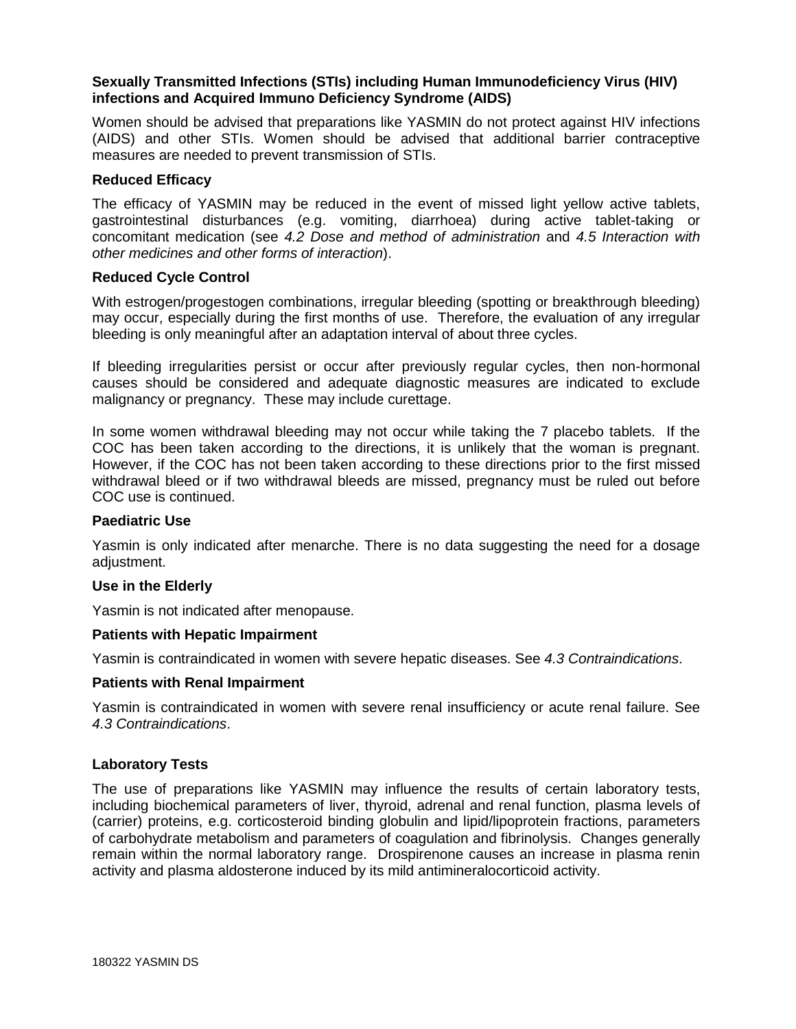**Sexually Transmitted Infections (STIs) including Human Immunodeficiency Virus (HIV) infections and Acquired Immuno Deficiency Syndrome (AIDS)**

Women should be advised that preparations like YASMIN do not protect against HIV infections (AIDS) and other STIs. Women should be advised that additional barrier contraceptive measures are needed to prevent transmission of STIs.

**Reduced Efficacy**

The efficacy of YASMIN may be reduced in the event of missed light yellow active tablets, gastrointestinal disturbances (e.g. vomiting, diarrhoea) during active tablet-taking or concomitant medication (see *4.2 Dose and method of administration* and *4.5 Interaction with other medicines and other forms of interaction*).

**Reduced Cycle Control**

With estrogen/progestogen combinations, irregular bleeding (spotting or breakthrough bleeding) may occur, especially during the first months of use. Therefore, the evaluation of any irregular bleeding is only meaningful after an adaptation interval of about three cycles.

If bleeding irregularities persist or occur after previously regular cycles, then non-hormonal causes should be considered and adequate diagnostic measures are indicated to exclude malignancy or pregnancy. These may include curettage.

In some women withdrawal bleeding may not occur while taking the 7 placebo tablets. If the COC has been taken according to the directions, it is unlikely that the woman is pregnant. However, if the COC has not been taken according to these directions prior to the first missed withdrawal bleed or if two withdrawal bleeds are missed, pregnancy must be ruled out before COC use is continued.

**Paediatric Use**

Yasmin is only indicated after menarche. There is no data suggesting the need for a dosage adjustment.

**Use in the Elderly**

Yasmin is not indicated after menopause.

**Patients with Hepatic Impairment**

Yasmin is contraindicated in women with severe hepatic diseases. See *4.3 Contraindications*.

**Patients with Renal Impairment**

Yasmin is contraindicated in women with severe renal insufficiency or acute renal failure. See *4.3 Contraindications*.

**Laboratory Tests**

The use of preparations like YASMIN may influence the results of certain laboratory tests, including biochemical parameters of liver, thyroid, adrenal and renal function, plasma levels of (carrier) proteins, e.g. corticosteroid binding globulin and lipid/lipoprotein fractions, parameters of carbohydrate metabolism and parameters of coagulation and fibrinolysis. Changes generally remain within the normal laboratory range. Drospirenone causes an increase in plasma renin activity and plasma aldosterone induced by its mild antimineralocorticoid activity.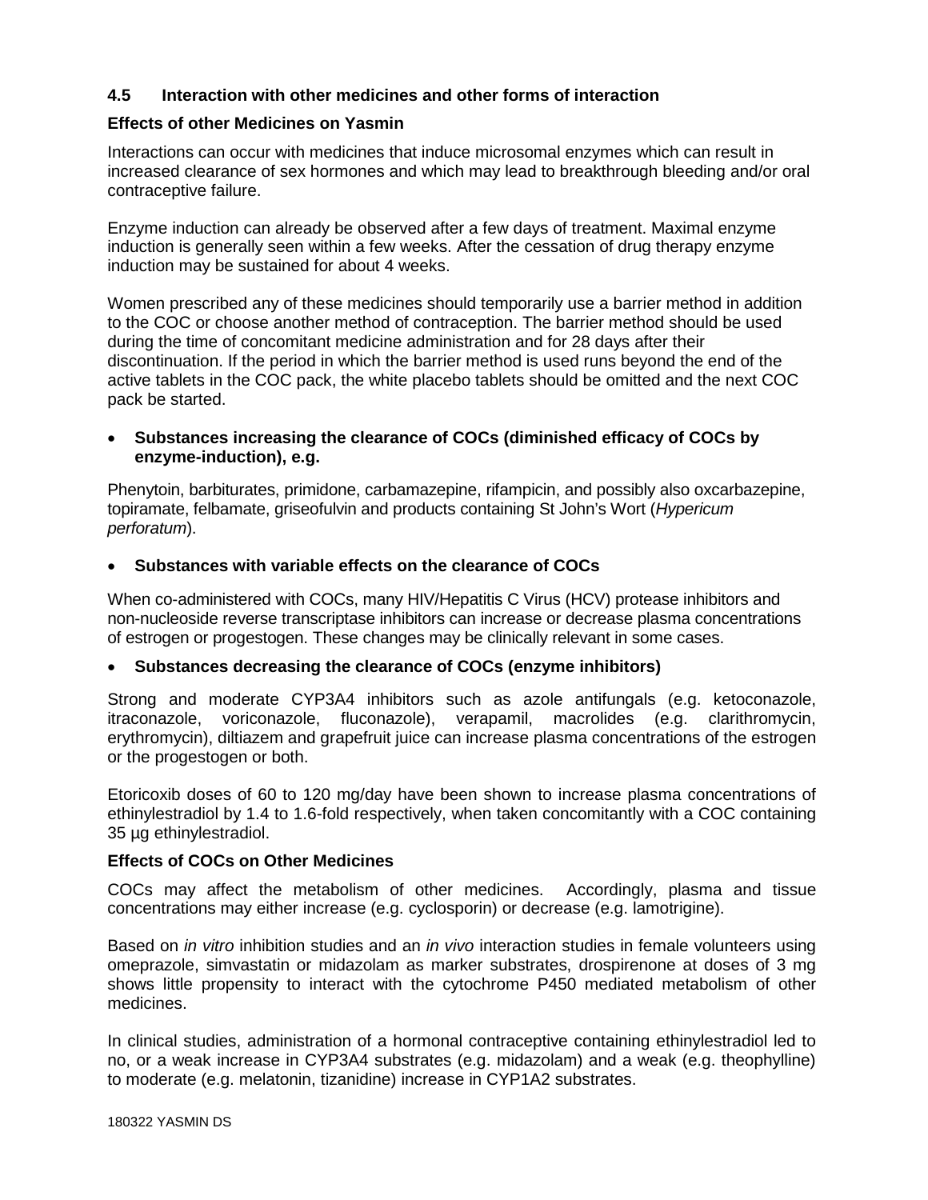### 4.5 Interaction with other medicines and other forms of interaction

**Effects of other Medicines on Yasmin**

Interactions can occur with medicines that induce microsomal enzymes which can result in increased clearance of sex hormones and which may lead to breakthrough bleeding and/or oral contraceptive failure.

Enzyme induction can already be observed after a few days of treatment. Maximal enzyme induction is generally seen within a few weeks. After the cessation of drug therapy enzyme induction may be sustained for about 4 weeks.

Women prescribed any of these medicines should temporarily use a barrier method in addition to the COC or choose another method of contraception. The barrier method should be used during the time of concomitant medicine administration and for 28 days after their discontinuation. If the period in which the barrier method is used runs beyond the end of the active tablets in the COC pack, the white placebo tablets should be omitted and the next COC pack be started.

- **Substances increasing the clearance of COCs (diminished efficacy of COCs by enzyme-induction), e.g.**

Phenytoin, barbiturates, primidone, carbamazepine, rifampicin, and possibly also oxcarbazepine, topiramate, felbamate, griseofulvin and products containing St John's Wort (*Hypericum perforatum*).

- **Substances with variable effects on the clearance of COCs**

When co-administered with COCs, many HIV/Hepatitis C Virus (HCV) protease inhibitors and non-nucleoside reverse transcriptase inhibitors can increase or decrease plasma concentrations of estrogen or progestogen. These changes may be clinically relevant in some cases.

- **Substances decreasing the clearance of COCs (enzyme inhibitors)**

Strong and moderate CYP3A4 inhibitors such as azole antifungals (e.g. ketoconazole, itraconazole, voriconazole, fluconazole), verapamil, macrolides (e.g. clarithromycin, erythromycin), diltiazem and grapefruit juice can increase plasma concentrations of the estrogen or the progestogen or both.

Etoricoxib doses of 60 to 120 mg/day have been shown to increase plasma concentrations of ethinylestradiol by 1.4 to 1.6-fold respectively, when taken concomitantly with a COC containing 35 µg ethinylestradiol.

**Effects of COCs on Other Medicines**

COCs may affect the metabolism of other medicines. Accordingly, plasma and tissue concentrations may either increase (e.g. cyclosporin) or decrease (e.g. lamotrigine).

Based on *in vitro* inhibition studies and an *in vivo* interaction studies in female volunteers using omeprazole, simvastatin or midazolam as marker substrates, drospirenone at doses of 3 mg shows little propensity to interact with the cytochrome P450 mediated metabolism of other medicines.

In clinical studies, administration of a hormonal contraceptive containing ethinylestradiol led to no, or a weak increase in CYP3A4 substrates (e.g. midazolam) and a weak (e.g. theophylline) to moderate (e.g. melatonin, tizanidine) increase in CYP1A2 substrates.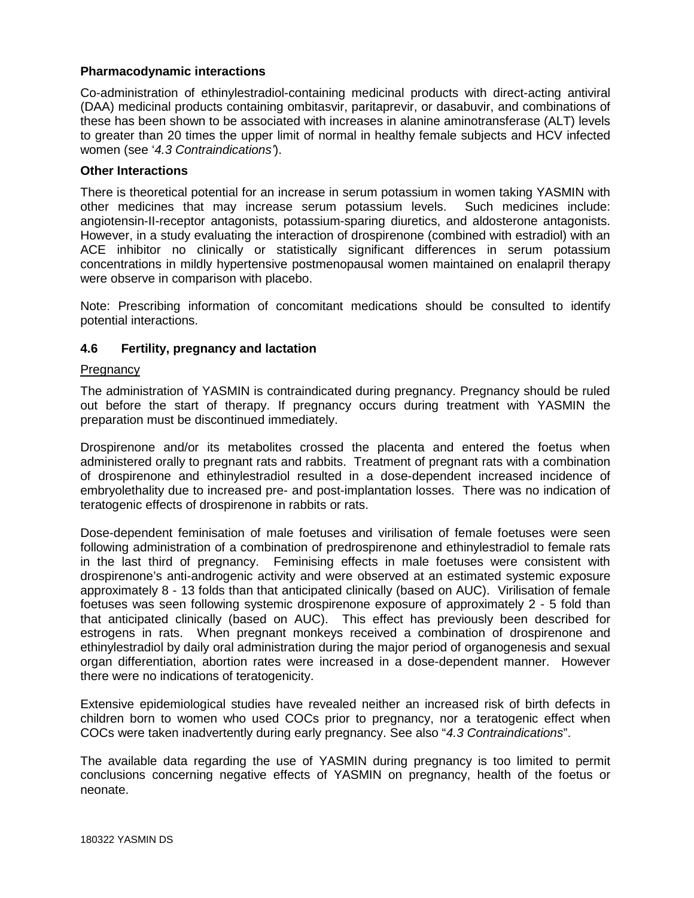**Pharmacodynamic interactions**

Co-administration of ethinylestradiol-containing medicinal products with direct-acting antiviral (DAA) medicinal products containing ombitasvir, paritaprevir, or dasabuvir, and combinations of these has been shown to be associated with increases in alanine aminotransferase (ALT) levels to greater than 20 times the upper limit of normal in healthy female subjects and HCV infected women (see '*4.3 Contraindications'*).

**Other Interactions**

There is theoretical potential for an increase in serum potassium in women taking YASMIN with other medicines that may increase serum potassium levels. Such medicines include: angiotensin-II-receptor antagonists, potassium-sparing diuretics, and aldosterone antagonists. However, in a study evaluating the interaction of drospirenone (combined with estradiol) with an ACE inhibitor no clinically or statistically significant differences in serum potassium concentrations in mildly hypertensive postmenopausal women maintained on enalapril therapy were observe in comparison with placebo.

Note: Prescribing information of concomitant medications should be consulted to identify potential interactions.

## 4.6 Fertility, pregnancy and lactation

Pregnancy

The administration of YASMIN is contraindicated during pregnancy. Pregnancy should be ruled out before the start of therapy. If pregnancy occurs during treatment with YASMIN the preparation must be discontinued immediately.

Drospirenone and/or its metabolites crossed the placenta and entered the foetus when administered orally to pregnant rats and rabbits. Treatment of pregnant rats with a combination of drospirenone and ethinylestradiol resulted in a dose-dependent increased incidence of embryolethality due to increased pre- and post-implantation losses. There was no indication of teratogenic effects of drospirenone in rabbits or rats.

Dose-dependent feminisation of male foetuses and virilisation of female foetuses were seen following administration of a combination of predrospirenone and ethinylestradiol to female rats in the last third of pregnancy. Feminising effects in male foetuses were consistent with drospirenone's anti-androgenic activity and were observed at an estimated systemic exposure approximately 8 - 13 folds than that anticipated clinically (based on AUC). Virilisation of female foetuses was seen following systemic drospirenone exposure of approximately 2 - 5 fold than that anticipated clinically (based on AUC). This effect has previously been described for estrogens in rats. When pregnant monkeys received a combination of drospirenone and ethinylestradiol by daily oral administration during the major period of organogenesis and sexual organ differentiation, abortion rates were increased in a dose-dependent manner. However there were no indications of teratogenicity.

Extensive epidemiological studies have revealed neither an increased risk of birth defects in children born to women who used COCs prior to pregnancy, nor a teratogenic effect when COCs were taken inadvertently during early pregnancy. See also "*4.3 Contraindications*".

The available data regarding the use of YASMIN during pregnancy is too limited to permit conclusions concerning negative effects of YASMIN on pregnancy, health of the foetus or neonate.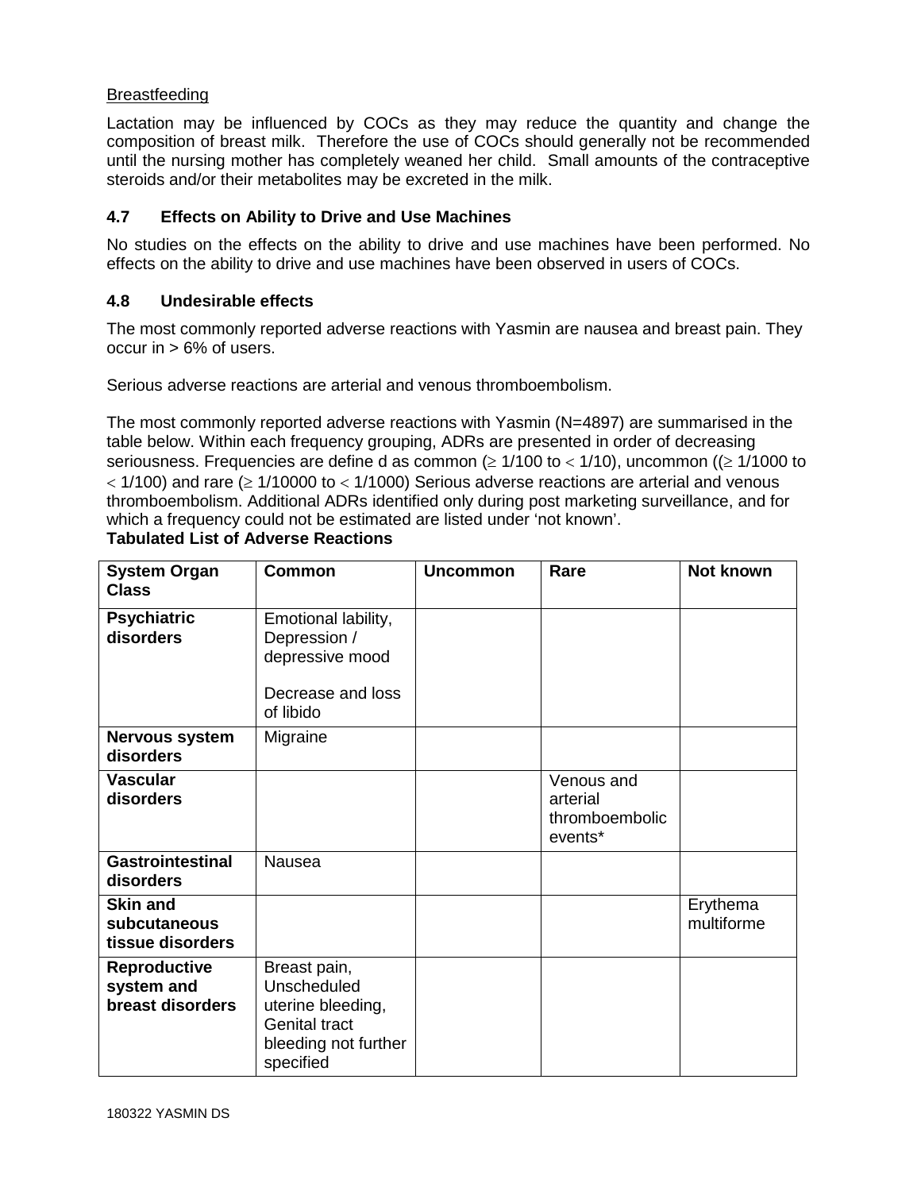Breastfeeding

Lactation may be influenced by COCs as they may reduce the quantity and change the composition of breast milk. Therefore the use of COCs should generally not be recommended until the nursing mother has completely weaned her child. Small amounts of the contraceptive steroids and/or their metabolites may be excreted in the milk.

### 4.7 Effects on Ability to Drive and Use Machines

No studies on the effects on the ability to drive and use machines have been performed. No effects on the ability to drive and use machines have been observed in users of COCs.

### 4.8 Undesirable effects

The most commonly reported adverse reactions with Yasmin are nausea and breast pain. They occur in > 6% of users.

Serious adverse reactions are arterial and venous thromboembolism.

The most commonly reported adverse reactions with Yasmin (N=4897) are summarised in the table below. Within each frequency grouping, ADRs are presented in order of decreasing seriousness. Frequencies are define d as common ($\geq$ 1/100 to $<$ 1/10), uncommon (($\geq$ 1/1000 to $<$ 1/100) and rare ($\geq$ 1/10000 to $<$ 1/1000) Serious adverse reactions are arterial and venous thromboembolism. Additional ADRs identified only during post marketing surveillance, and for which a frequency could not be estimated are listed under 'not known'.

**Tabulated List of Adverse Reactions**

| System Organ Class | Common | Uncommon | Rare | Not known |
|---|---|---|---|---|
| **Psychiatric disorders** | Emotional lability, Depression / depressive mood<br><br>Decrease and loss of libido | | | |
| **Nervous system disorders** | Migraine | | | |
| **Vascular disorders** | | | Venous and arterial thromboembolic events* | |
| **Gastrointestinal disorders** | Nausea | | | |
| **Skin and subcutaneous tissue disorders** | | | | Erythema multiforme |
| **Reproductive system and breast disorders** | Breast pain, Unscheduled uterine bleeding, Genital tract bleeding not further specified | | | |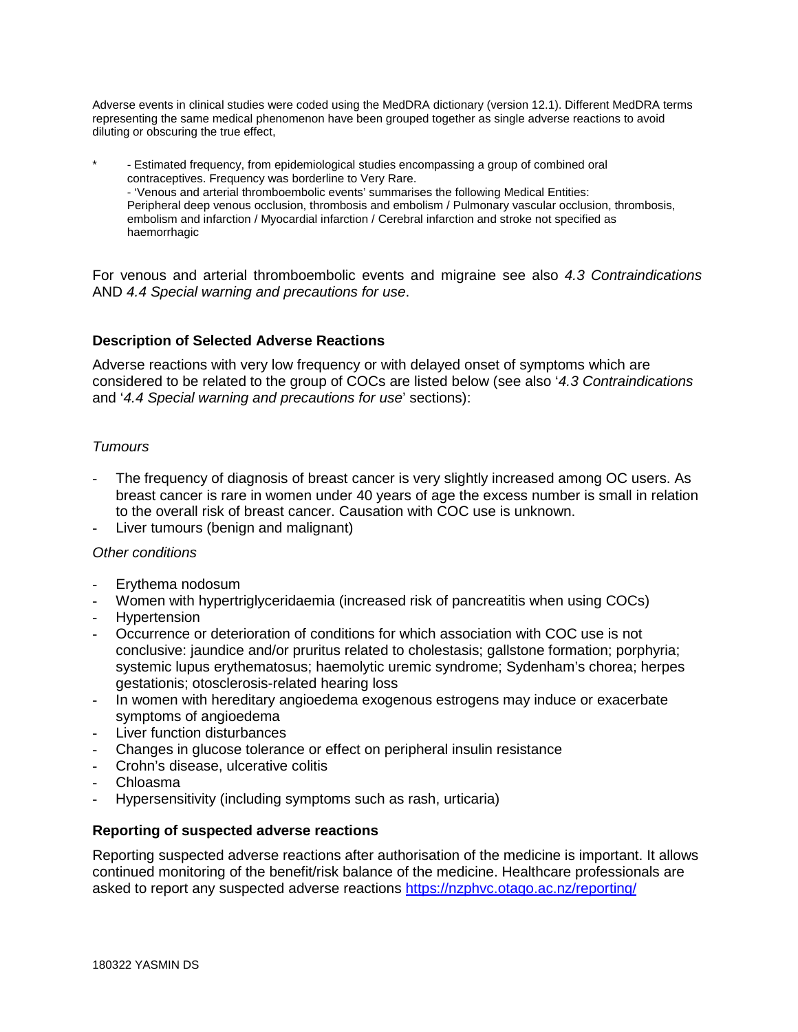Adverse events in clinical studies were coded using the MedDRA dictionary (version 12.1). Different MedDRA terms representing the same medical phenomenon have been grouped together as single adverse reactions to avoid diluting or obscuring the true effect,

\* - Estimated frequency, from epidemiological studies encompassing a group of combined oral contraceptives. Frequency was borderline to Very Rare.
- 'Venous and arterial thromboembolic events' summarises the following Medical Entities: Peripheral deep venous occlusion, thrombosis and embolism / Pulmonary vascular occlusion, thrombosis, embolism and infarction / Myocardial infarction / Cerebral infarction and stroke not specified as haemorrhagic

For venous and arterial thromboembolic events and migraine see also *4.3 Contraindications* AND *4.4 Special warning and precautions for use*.

**Description of Selected Adverse Reactions**

Adverse reactions with very low frequency or with delayed onset of symptoms which are considered to be related to the group of COCs are listed below (see also '*4.3 Contraindications* and '*4.4 Special warning and precautions for use*' sections):

*Tumours*

- The frequency of diagnosis of breast cancer is very slightly increased among OC users. As breast cancer is rare in women under 40 years of age the excess number is small in relation to the overall risk of breast cancer. Causation with COC use is unknown.
- Liver tumours (benign and malignant)

*Other conditions*

- Erythema nodosum
- Women with hypertriglyceridaemia (increased risk of pancreatitis when using COCs)
- Hypertension
- Occurrence or deterioration of conditions for which association with COC use is not conclusive: jaundice and/or pruritus related to cholestasis; gallstone formation; porphyria; systemic lupus erythematosus; haemolytic uremic syndrome; Sydenham's chorea; herpes gestationis; otosclerosis-related hearing loss
- In women with hereditary angioedema exogenous estrogens may induce or exacerbate symptoms of angioedema
- Liver function disturbances
- Changes in glucose tolerance or effect on peripheral insulin resistance
- Crohn's disease, ulcerative colitis
- Chloasma
- Hypersensitivity (including symptoms such as rash, urticaria)

**Reporting of suspected adverse reactions**

Reporting suspected adverse reactions after authorisation of the medicine is important. It allows continued monitoring of the benefit/risk balance of the medicine. Healthcare professionals are asked to report any suspected adverse reactions https://nzphvc.otago.ac.nz/reporting/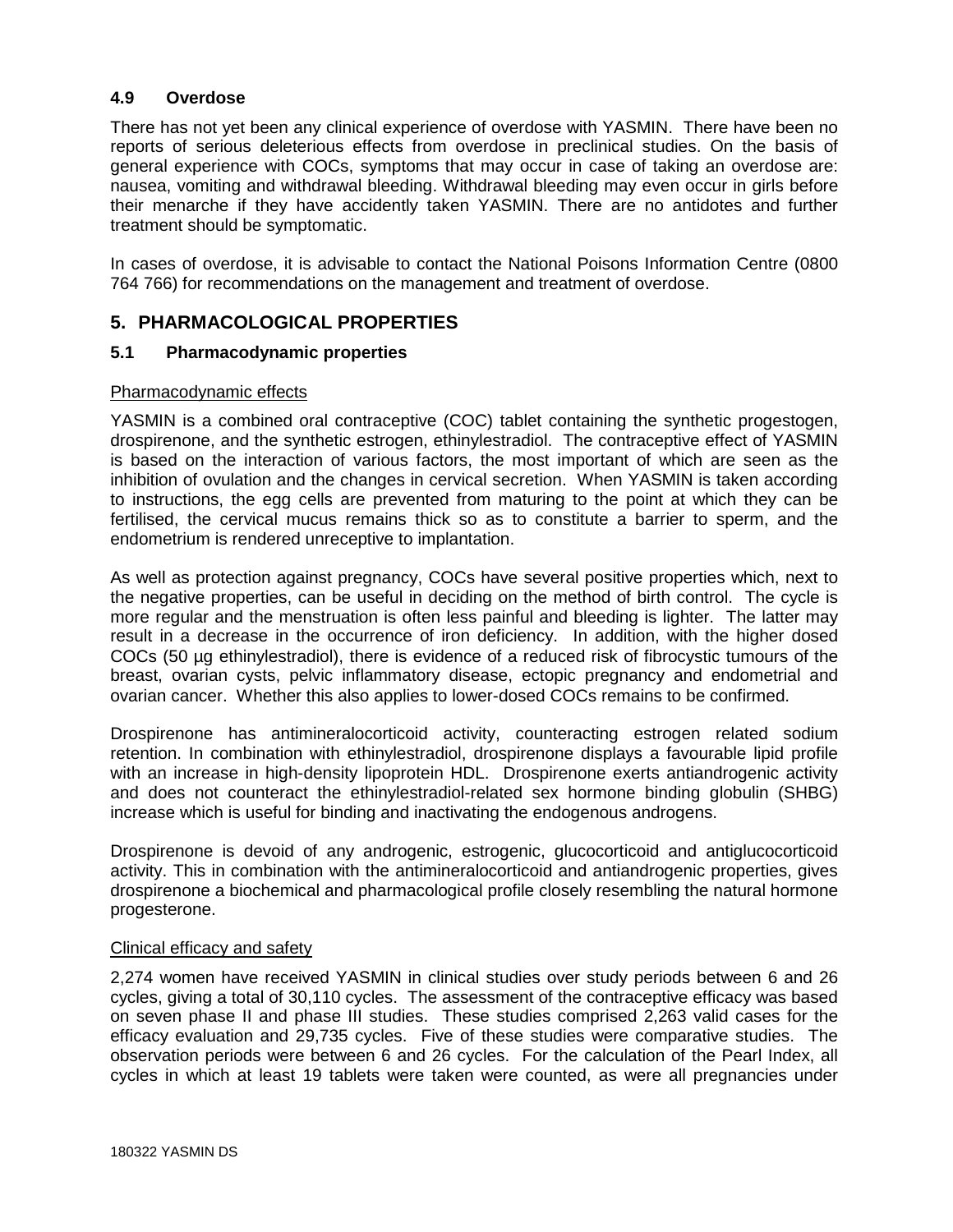### 4.9 Overdose

There has not yet been any clinical experience of overdose with YASMIN. There have been no reports of serious deleterious effects from overdose in preclinical studies. On the basis of general experience with COCs, symptoms that may occur in case of taking an overdose are: nausea, vomiting and withdrawal bleeding. Withdrawal bleeding may even occur in girls before their menarche if they have accidently taken YASMIN. There are no antidotes and further treatment should be symptomatic.

In cases of overdose, it is advisable to contact the National Poisons Information Centre (0800 764 766) for recommendations on the management and treatment of overdose.

## 5. PHARMACOLOGICAL PROPERTIES

### 5.1 Pharmacodynamic properties

Pharmacodynamic effects

YASMIN is a combined oral contraceptive (COC) tablet containing the synthetic progestogen, drospirenone, and the synthetic estrogen, ethinylestradiol. The contraceptive effect of YASMIN is based on the interaction of various factors, the most important of which are seen as the inhibition of ovulation and the changes in cervical secretion. When YASMIN is taken according to instructions, the egg cells are prevented from maturing to the point at which they can be fertilised, the cervical mucus remains thick so as to constitute a barrier to sperm, and the endometrium is rendered unreceptive to implantation.

As well as protection against pregnancy, COCs have several positive properties which, next to the negative properties, can be useful in deciding on the method of birth control. The cycle is more regular and the menstruation is often less painful and bleeding is lighter. The latter may result in a decrease in the occurrence of iron deficiency. In addition, with the higher dosed COCs (50 µg ethinylestradiol), there is evidence of a reduced risk of fibrocystic tumours of the breast, ovarian cysts, pelvic inflammatory disease, ectopic pregnancy and endometrial and ovarian cancer. Whether this also applies to lower-dosed COCs remains to be confirmed.

Drospirenone has antimineralocorticoid activity, counteracting estrogen related sodium retention. In combination with ethinylestradiol, drospirenone displays a favourable lipid profile with an increase in high-density lipoprotein HDL. Drospirenone exerts antiandrogenic activity and does not counteract the ethinylestradiol-related sex hormone binding globulin (SHBG) increase which is useful for binding and inactivating the endogenous androgens.

Drospirenone is devoid of any androgenic, estrogenic, glucocorticoid and antiglucocorticoid activity. This in combination with the antimineralocorticoid and antiandrogenic properties, gives drospirenone a biochemical and pharmacological profile closely resembling the natural hormone progesterone.

Clinical efficacy and safety

2,274 women have received YASMIN in clinical studies over study periods between 6 and 26 cycles, giving a total of 30,110 cycles. The assessment of the contraceptive efficacy was based on seven phase II and phase III studies. These studies comprised 2,263 valid cases for the efficacy evaluation and 29,735 cycles. Five of these studies were comparative studies. The observation periods were between 6 and 26 cycles. For the calculation of the Pearl Index, all cycles in which at least 19 tablets were taken were counted, as were all pregnancies under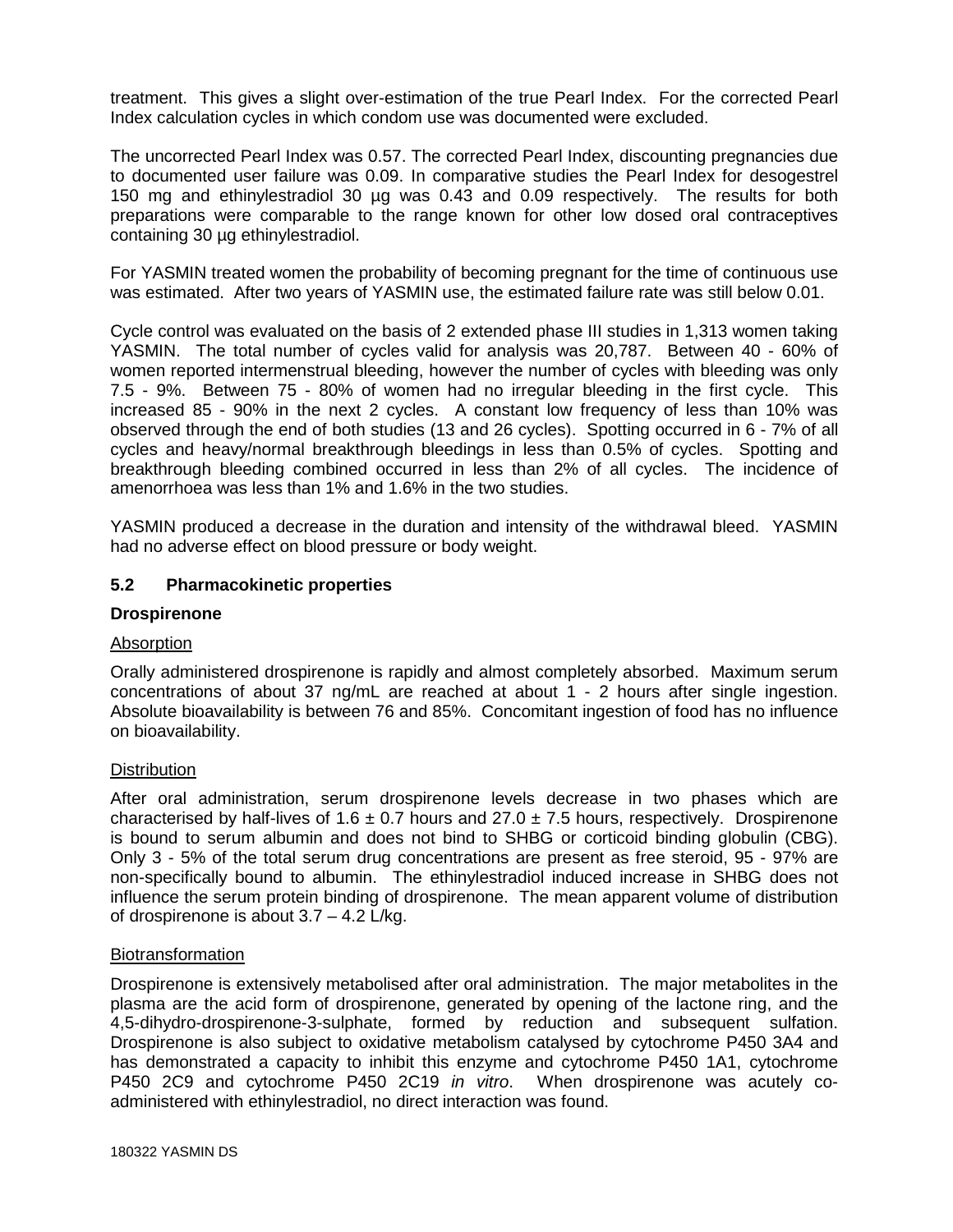treatment. This gives a slight over-estimation of the true Pearl Index. For the corrected Pearl Index calculation cycles in which condom use was documented were excluded.

The uncorrected Pearl Index was 0.57. The corrected Pearl Index, discounting pregnancies due to documented user failure was 0.09. In comparative studies the Pearl Index for desogestrel 150 mg and ethinylestradiol 30 µg was 0.43 and 0.09 respectively. The results for both preparations were comparable to the range known for other low dosed oral contraceptives containing 30 µg ethinylestradiol.

For YASMIN treated women the probability of becoming pregnant for the time of continuous use was estimated. After two years of YASMIN use, the estimated failure rate was still below 0.01.

Cycle control was evaluated on the basis of 2 extended phase III studies in 1,313 women taking YASMIN. The total number of cycles valid for analysis was 20,787. Between 40 - 60% of women reported intermenstrual bleeding, however the number of cycles with bleeding was only 7.5 - 9%. Between 75 - 80% of women had no irregular bleeding in the first cycle. This increased 85 - 90% in the next 2 cycles. A constant low frequency of less than 10% was observed through the end of both studies (13 and 26 cycles). Spotting occurred in 6 - 7% of all cycles and heavy/normal breakthrough bleedings in less than 0.5% of cycles. Spotting and breakthrough bleeding combined occurred in less than 2% of all cycles. The incidence of amenorrhoea was less than 1% and 1.6% in the two studies.

YASMIN produced a decrease in the duration and intensity of the withdrawal bleed. YASMIN had no adverse effect on blood pressure or body weight.

## 5.2 Pharmacokinetic properties

**Drospirenone**

Absorption

Orally administered drospirenone is rapidly and almost completely absorbed. Maximum serum concentrations of about 37 ng/mL are reached at about 1 - 2 hours after single ingestion. Absolute bioavailability is between 76 and 85%. Concomitant ingestion of food has no influence on bioavailability.

Distribution

After oral administration, serum drospirenone levels decrease in two phases which are characterised by half-lives of 1.6 ± 0.7 hours and 27.0 ± 7.5 hours, respectively. Drospirenone is bound to serum albumin and does not bind to SHBG or corticoid binding globulin (CBG). Only 3 - 5% of the total serum drug concentrations are present as free steroid, 95 - 97% are non-specifically bound to albumin. The ethinylestradiol induced increase in SHBG does not influence the serum protein binding of drospirenone. The mean apparent volume of distribution of drospirenone is about 3.7 – 4.2 L/kg.

Biotransformation

Drospirenone is extensively metabolised after oral administration. The major metabolites in the plasma are the acid form of drospirenone, generated by opening of the lactone ring, and the 4,5-dihydro-drospirenone-3-sulphate, formed by reduction and subsequent sulfation. Drospirenone is also subject to oxidative metabolism catalysed by cytochrome P450 3A4 and has demonstrated a capacity to inhibit this enzyme and cytochrome P450 1A1, cytochrome P450 2C9 and cytochrome P450 2C19 *in vitro*. When drospirenone was acutely co-administered with ethinylestradiol, no direct interaction was found.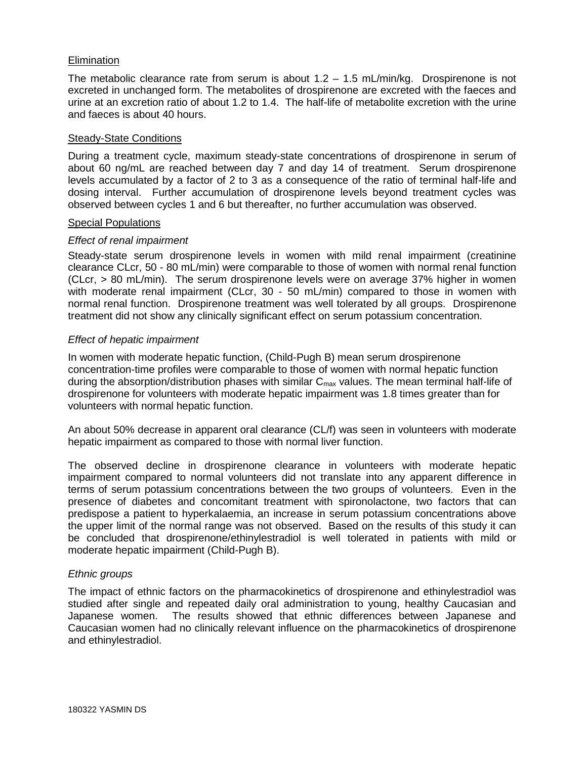Elimination

The metabolic clearance rate from serum is about 1.2 – 1.5 mL/min/kg. Drospirenone is not excreted in unchanged form. The metabolites of drospirenone are excreted with the faeces and urine at an excretion ratio of about 1.2 to 1.4. The half-life of metabolite excretion with the urine and faeces is about 40 hours.

Steady-State Conditions

During a treatment cycle, maximum steady-state concentrations of drospirenone in serum of about 60 ng/mL are reached between day 7 and day 14 of treatment. Serum drospirenone levels accumulated by a factor of 2 to 3 as a consequence of the ratio of terminal half-life and dosing interval. Further accumulation of drospirenone levels beyond treatment cycles was observed between cycles 1 and 6 but thereafter, no further accumulation was observed.

Special Populations

*Effect of renal impairment*

Steady-state serum drospirenone levels in women with mild renal impairment (creatinine clearance CLcr, 50 - 80 mL/min) were comparable to those of women with normal renal function (CLcr, > 80 mL/min). The serum drospirenone levels were on average 37% higher in women with moderate renal impairment (CLcr, 30 - 50 mL/min) compared to those in women with normal renal function. Drospirenone treatment was well tolerated by all groups. Drospirenone treatment did not show any clinically significant effect on serum potassium concentration.

*Effect of hepatic impairment*

In women with moderate hepatic function, (Child-Pugh B) mean serum drospirenone concentration-time profiles were comparable to those of women with normal hepatic function during the absorption/distribution phases with similar $C_{max}$ values. The mean terminal half-life of drospirenone for volunteers with moderate hepatic impairment was 1.8 times greater than for volunteers with normal hepatic function.

An about 50% decrease in apparent oral clearance (CL/f) was seen in volunteers with moderate hepatic impairment as compared to those with normal liver function.

The observed decline in drospirenone clearance in volunteers with moderate hepatic impairment compared to normal volunteers did not translate into any apparent difference in terms of serum potassium concentrations between the two groups of volunteers. Even in the presence of diabetes and concomitant treatment with spironolactone, two factors that can predispose a patient to hyperkalaemia, an increase in serum potassium concentrations above the upper limit of the normal range was not observed. Based on the results of this study it can be concluded that drospirenone/ethinylestradiol is well tolerated in patients with mild or moderate hepatic impairment (Child-Pugh B).

*Ethnic groups*

The impact of ethnic factors on the pharmacokinetics of drospirenone and ethinylestradiol was studied after single and repeated daily oral administration to young, healthy Caucasian and Japanese women. The results showed that ethnic differences between Japanese and Caucasian women had no clinically relevant influence on the pharmacokinetics of drospirenone and ethinylestradiol.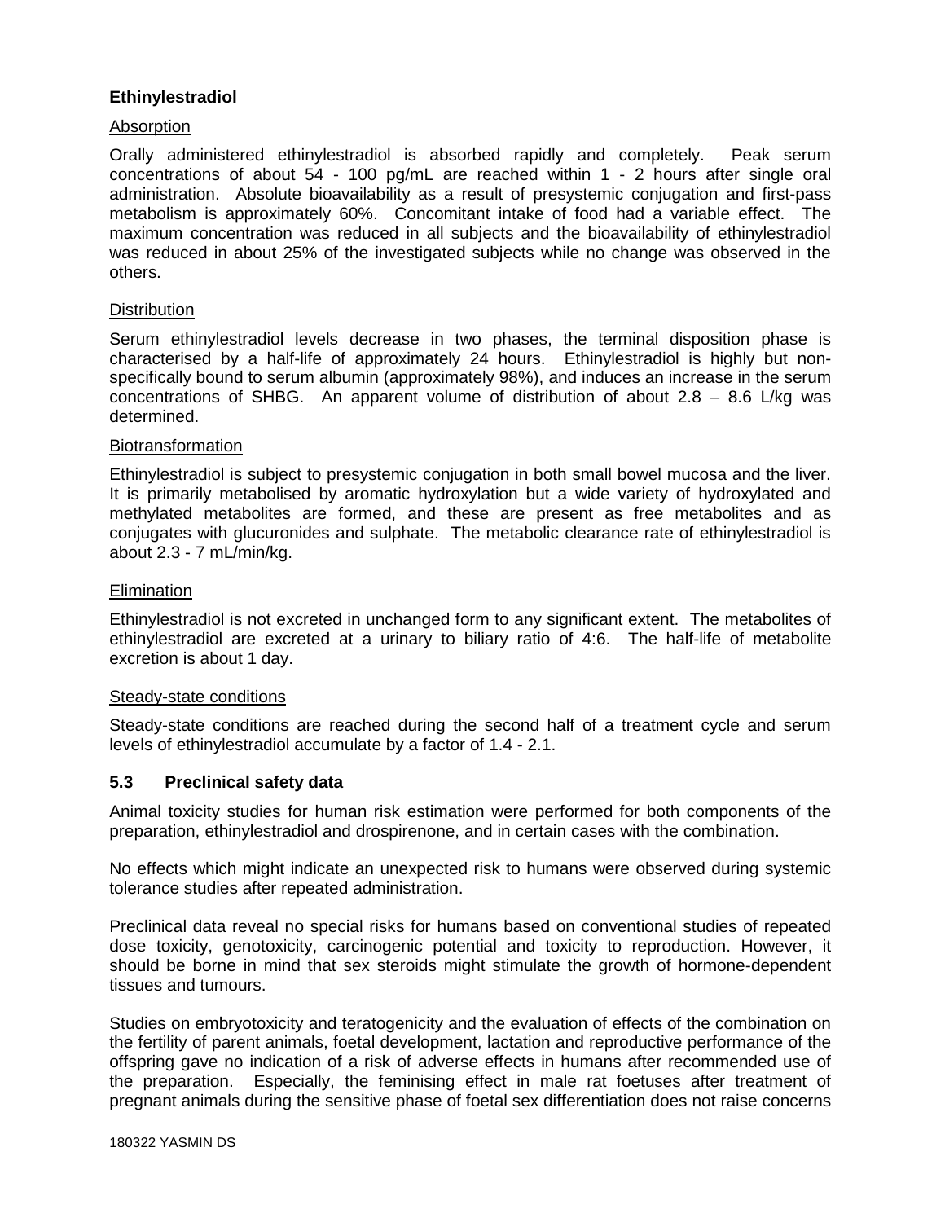**Ethinylestradiol**

Absorption

Orally administered ethinylestradiol is absorbed rapidly and completely. Peak serum concentrations of about 54 - 100 pg/mL are reached within 1 - 2 hours after single oral administration. Absolute bioavailability as a result of presystemic conjugation and first-pass metabolism is approximately 60%. Concomitant intake of food had a variable effect. The maximum concentration was reduced in all subjects and the bioavailability of ethinylestradiol was reduced in about 25% of the investigated subjects while no change was observed in the others.

Distribution

Serum ethinylestradiol levels decrease in two phases, the terminal disposition phase is characterised by a half-life of approximately 24 hours. Ethinylestradiol is highly but non-specifically bound to serum albumin (approximately 98%), and induces an increase in the serum concentrations of SHBG. An apparent volume of distribution of about 2.8 – 8.6 L/kg was determined.

Biotransformation

Ethinylestradiol is subject to presystemic conjugation in both small bowel mucosa and the liver. It is primarily metabolised by aromatic hydroxylation but a wide variety of hydroxylated and methylated metabolites are formed, and these are present as free metabolites and as conjugates with glucuronides and sulphate. The metabolic clearance rate of ethinylestradiol is about 2.3 - 7 mL/min/kg.

Elimination

Ethinylestradiol is not excreted in unchanged form to any significant extent. The metabolites of ethinylestradiol are excreted at a urinary to biliary ratio of 4:6. The half-life of metabolite excretion is about 1 day.

Steady-state conditions

Steady-state conditions are reached during the second half of a treatment cycle and serum levels of ethinylestradiol accumulate by a factor of 1.4 - 2.1.

## 5.3 Preclinical safety data

Animal toxicity studies for human risk estimation were performed for both components of the preparation, ethinylestradiol and drospirenone, and in certain cases with the combination.

No effects which might indicate an unexpected risk to humans were observed during systemic tolerance studies after repeated administration.

Preclinical data reveal no special risks for humans based on conventional studies of repeated dose toxicity, genotoxicity, carcinogenic potential and toxicity to reproduction. However, it should be borne in mind that sex steroids might stimulate the growth of hormone-dependent tissues and tumours.

Studies on embryotoxicity and teratogenicity and the evaluation of effects of the combination on the fertility of parent animals, foetal development, lactation and reproductive performance of the offspring gave no indication of a risk of adverse effects in humans after recommended use of the preparation. Especially, the feminising effect in male rat foetuses after treatment of pregnant animals during the sensitive phase of foetal sex differentiation does not raise concerns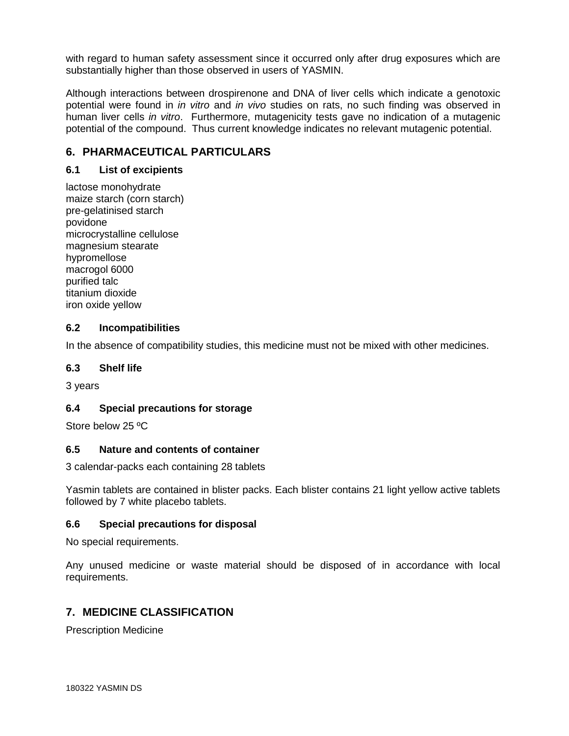with regard to human safety assessment since it occurred only after drug exposures which are substantially higher than those observed in users of YASMIN.

Although interactions between drospirenone and DNA of liver cells which indicate a genotoxic potential were found in *in vitro* and *in vivo* studies on rats, no such finding was observed in human liver cells *in vitro*. Furthermore, mutagenicity tests gave no indication of a mutagenic potential of the compound. Thus current knowledge indicates no relevant mutagenic potential.

## 6. PHARMACEUTICAL PARTICULARS

### 6.1 List of excipients

lactose monohydrate
maize starch (corn starch)
pre-gelatinised starch
povidone
microcrystalline cellulose
magnesium stearate
hypromellose
macrogol 6000
purified talc
titanium dioxide
iron oxide yellow

### 6.2 Incompatibilities

In the absence of compatibility studies, this medicine must not be mixed with other medicines.

### 6.3 Shelf life

3 years

### 6.4 Special precautions for storage

Store below 25 ºC

### 6.5 Nature and contents of container

3 calendar-packs each containing 28 tablets

Yasmin tablets are contained in blister packs. Each blister contains 21 light yellow active tablets followed by 7 white placebo tablets.

### 6.6 Special precautions for disposal

No special requirements.

Any unused medicine or waste material should be disposed of in accordance with local requirements.

## 7. MEDICINE CLASSIFICATION

Prescription Medicine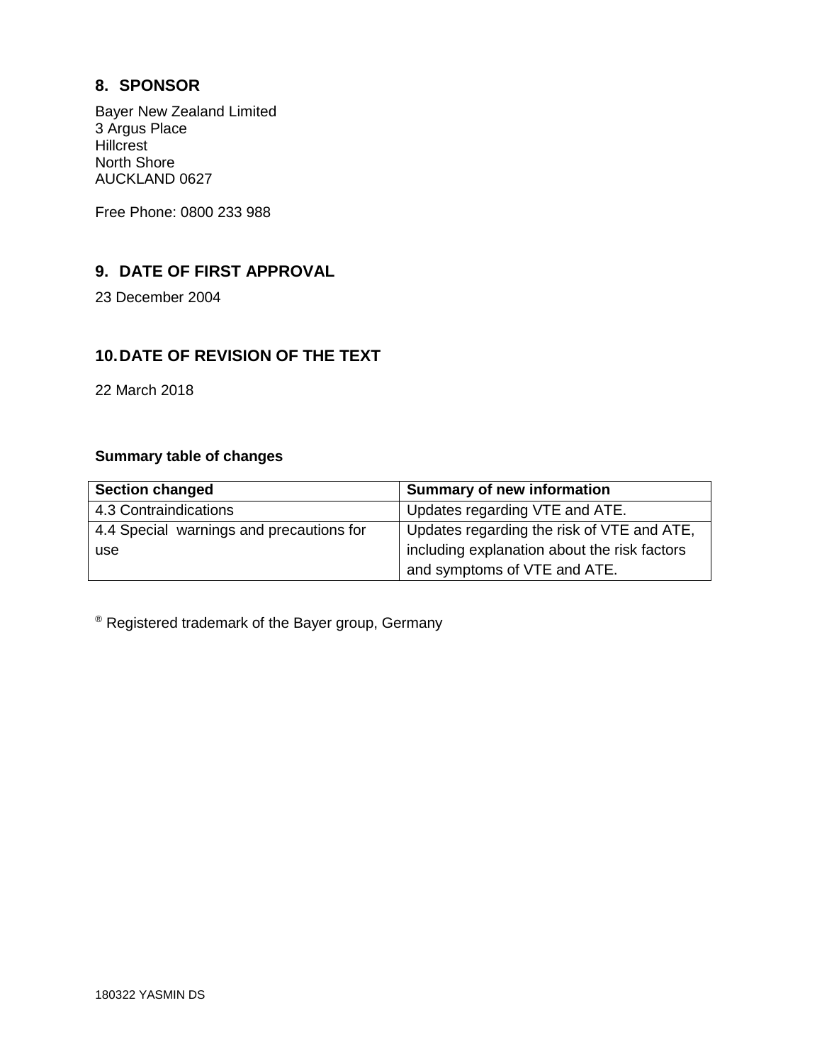## 8. SPONSOR

Bayer New Zealand Limited
3 Argus Place
Hillcrest
North Shore
AUCKLAND 0627

Free Phone: 0800 233 988

## 9. DATE OF FIRST APPROVAL

23 December 2004

## 10. DATE OF REVISION OF THE TEXT

22 March 2018

**Summary table of changes**

| Section changed | Summary of new information |
|---|---|
| 4.3 Contraindications | Updates regarding VTE and ATE. |
| 4.4 Special warnings and precautions for use | Updates regarding the risk of VTE and ATE, including explanation about the risk factors and symptoms of VTE and ATE. |

® Registered trademark of the Bayer group, Germany